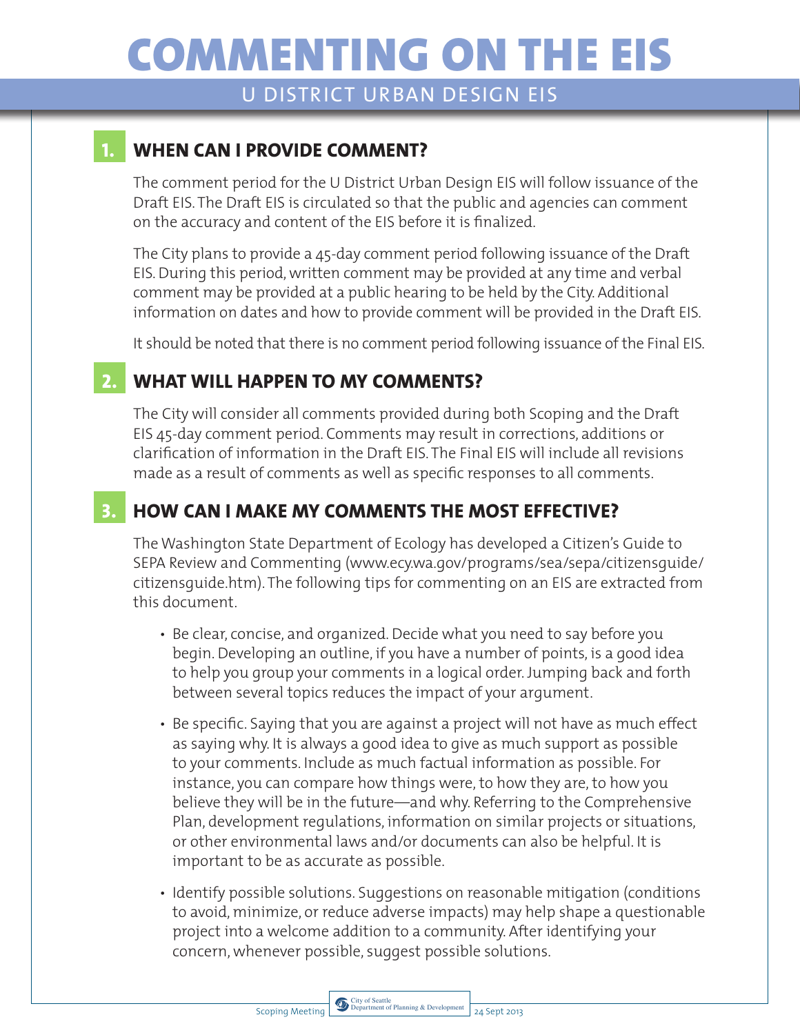# COMMENTING ON THE EIS

## U DISTRICT URBAN DESIGN EIS

### 1. WHEN CAN I PROVIDE COMMENT?

The comment period for the U District Urban Design EIS will follow issuance of the Draft EIS. The Draft EIS is circulated so that the public and agencies can comment on the accuracy and content of the EIS before it is finalized.

The City plans to provide a 45-day comment period following issuance of the Draft EIS. During this period, written comment may be provided at any time and verbal comment may be provided at a public hearing to be held by the City. Additional information on dates and how to provide comment will be provided in the Draft EIS.

It should be noted that there is no comment period following issuance of the Final EIS.

### 2. WHAT WILL HAPPEN TO MY COMMENTS?

The City will consider all comments provided during both Scoping and the Draft EIS 45-day comment period. Comments may result in corrections, additions or clarification of information in the Draft EIS. The Final EIS will include all revisions made as a result of comments as well as specific responses to all comments.

### 3. HOW CAN I MAKE MY COMMENTS THE MOST EFFECTIVE?

The Washington State Department of Ecology has developed a Citizen's Guide to SEPA Review and Commenting (www.ecy.wa.gov/programs/sea/sepa/citizensguide/citizensguide.htm). The following tips for commenting on an EIS are extracted from this document.

- Be clear, concise, and organized. Decide what you need to say before you begin. Developing an outline, if you have a number of points, is a good idea to help you group your comments in a logical order. Jumping back and forth between several topics reduces the impact of your argument.
- Be specific. Saying that you are against a project will not have as much effect as saying why. It is always a good idea to give as much support as possible to your comments. Include as much factual information as possible. For instance, you can compare how things were, to how they are, to how you believe they will be in the future—and why. Referring to the Comprehensive Plan, development regulations, information on similar projects or situations, or other environmental laws and/or documents can also be helpful. It is important to be as accurate as possible.
- Identify possible solutions. Suggestions on reasonable mitigation (conditions to avoid, minimize, or reduce adverse impacts) may help shape a questionable project into a welcome addition to a community. After identifying your concern, whenever possible, suggest possible solutions.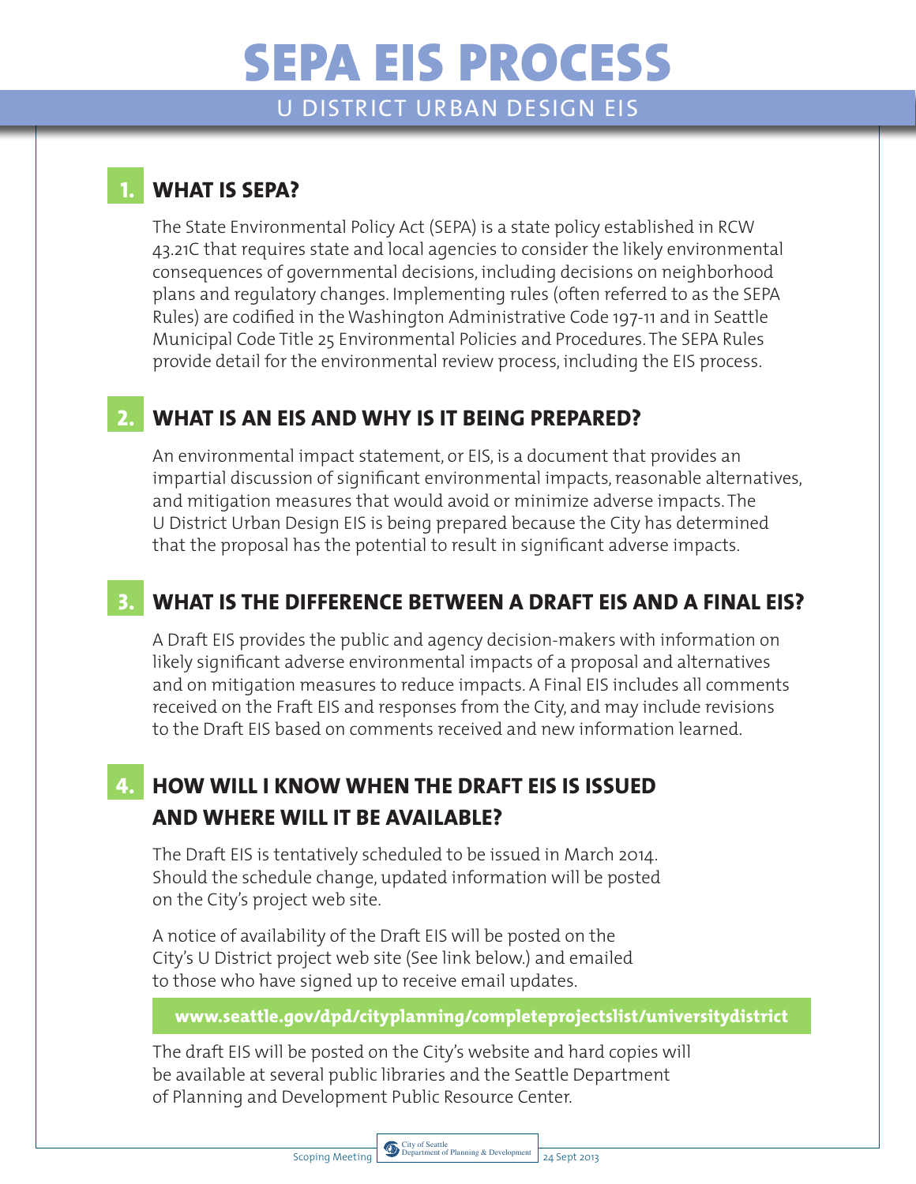# SEPA EIS PROCESS

## U DISTRICT URBAN DESIGN EIS

### 1. WHAT IS SEPA?

The State Environmental Policy Act (SEPA) is a state policy established in RCW 43.21C that requires state and local agencies to consider the likely environmental consequences of governmental decisions, including decisions on neighborhood plans and regulatory changes. Implementing rules (often referred to as the SEPA Rules) are codified in the Washington Administrative Code 197-11 and in Seattle Municipal Code Title 25 Environmental Policies and Procedures. The SEPA Rules provide detail for the environmental review process, including the EIS process.

### 2. WHAT IS AN EIS AND WHY IS IT BEING PREPARED?

An environmental impact statement, or EIS, is a document that provides an impartial discussion of significant environmental impacts, reasonable alternatives, and mitigation measures that would avoid or minimize adverse impacts. The U District Urban Design EIS is being prepared because the City has determined that the proposal has the potential to result in significant adverse impacts.

### 3. WHAT IS THE DIFFERENCE BETWEEN A DRAFT EIS AND A FINAL EIS?

A Draft EIS provides the public and agency decision-makers with information on likely significant adverse environmental impacts of a proposal and alternatives and on mitigation measures to reduce impacts. A Final EIS includes all comments received on the Fraft EIS and responses from the City, and may include revisions to the Draft EIS based on comments received and new information learned.

### 4. HOW WILL I KNOW WHEN THE DRAFT EIS IS ISSUED AND WHERE WILL IT BE AVAILABLE?

The Draft EIS is tentatively scheduled to be issued in March 2014. Should the schedule change, updated information will be posted on the City's project web site.

A notice of availability of the Draft EIS will be posted on the City's U District project web site (See link below.) and emailed to those who have signed up to receive email updates.

**www.seattle.gov/dpd/cityplanning/completeprojectslist/universitydistrict**

The draft EIS will be posted on the City's website and hard copies will be available at several public libraries and the Seattle Department of Planning and Development Public Resource Center.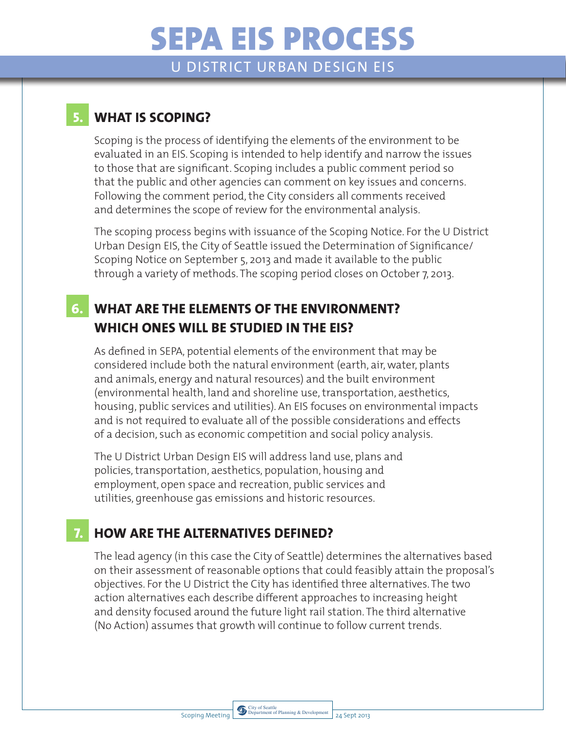# SEPA EIS PROCESS

## U DISTRICT URBAN DESIGN EIS

### 5. WHAT IS SCOPING?

Scoping is the process of identifying the elements of the environment to be evaluated in an EIS. Scoping is intended to help identify and narrow the issues to those that are significant. Scoping includes a public comment period so that the public and other agencies can comment on key issues and concerns. Following the comment period, the City considers all comments received and determines the scope of review for the environmental analysis.

The scoping process begins with issuance of the Scoping Notice. For the U District Urban Design EIS, the City of Seattle issued the Determination of Significance/ Scoping Notice on September 5, 2013 and made it available to the public through a variety of methods. The scoping period closes on October 7, 2013.

### 6. WHAT ARE THE ELEMENTS OF THE ENVIRONMENT? WHICH ONES WILL BE STUDIED IN THE EIS?

As defined in SEPA, potential elements of the environment that may be considered include both the natural environment (earth, air, water, plants and animals, energy and natural resources) and the built environment (environmental health, land and shoreline use, transportation, aesthetics, housing, public services and utilities). An EIS focuses on environmental impacts and is not required to evaluate all of the possible considerations and effects of a decision, such as economic competition and social policy analysis.

The U District Urban Design EIS will address land use, plans and policies, transportation, aesthetics, population, housing and employment, open space and recreation, public services and utilities, greenhouse gas emissions and historic resources.

### 7. HOW ARE THE ALTERNATIVES DEFINED?

The lead agency (in this case the City of Seattle) determines the alternatives based on their assessment of reasonable options that could feasibly attain the proposal's objectives. For the U District the City has identified three alternatives. The two action alternatives each describe different approaches to increasing height and density focused around the future light rail station. The third alternative (No Action) assumes that growth will continue to follow current trends.